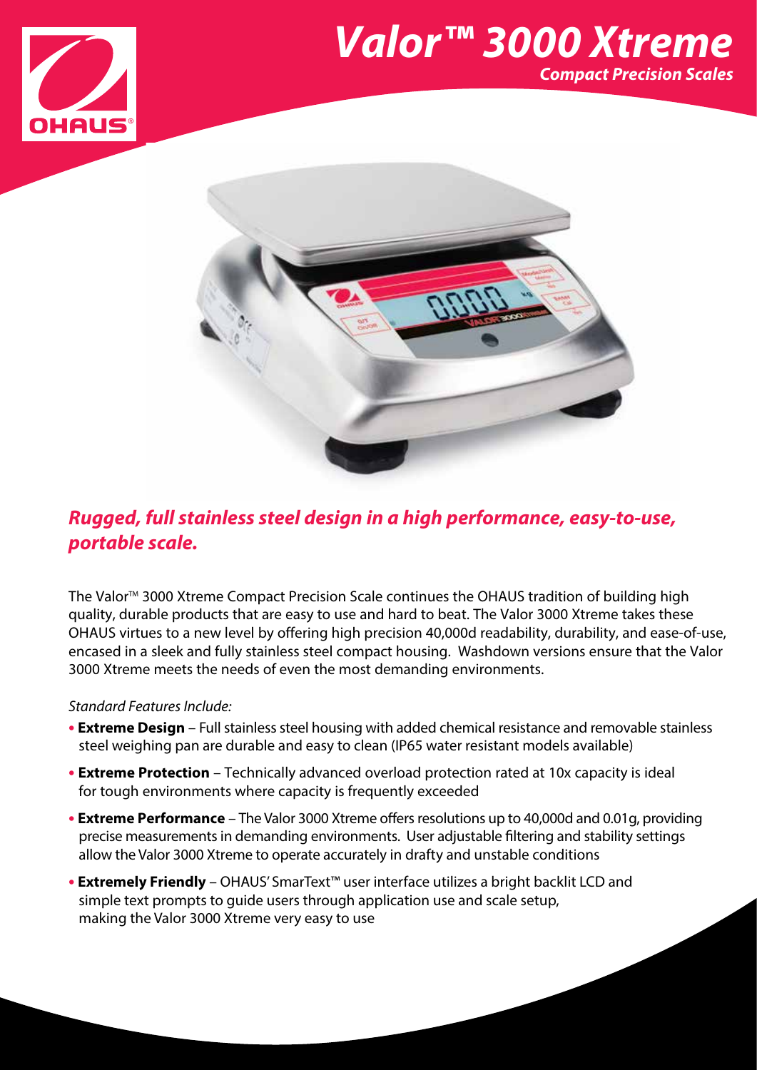# *Valor™ 3000 Xtreme*

***Compact Precision Scales***

## *Rugged, full stainless steel design in a high performance, easy-to-use, portable scale.*

The Valor™ 3000 Xtreme Compact Precision Scale continues the OHAUS tradition of building high quality, durable products that are easy to use and hard to beat. The Valor 3000 Xtreme takes these OHAUS virtues to a new level by offering high precision 40,000d readability, durability, and ease-of-use, encased in a sleek and fully stainless steel compact housing. Washdown versions ensure that the Valor 3000 Xtreme meets the needs of even the most demanding environments.

*Standard Features Include:*

- **Extreme Design** – Full stainless steel housing with added chemical resistance and removable stainless steel weighing pan are durable and easy to clean (IP65 water resistant models available)
- **Extreme Protection** – Technically advanced overload protection rated at 10x capacity is ideal for tough environments where capacity is frequently exceeded
- **Extreme Performance** – The Valor 3000 Xtreme offers resolutions up to 40,000d and 0.01g, providing precise measurements in demanding environments. User adjustable filtering and stability settings allow the Valor 3000 Xtreme to operate accurately in drafty and unstable conditions
- **Extremely Friendly** – OHAUS' SmarText™ user interface utilizes a bright backlit LCD and simple text prompts to guide users through application use and scale setup, making the Valor 3000 Xtreme very easy to use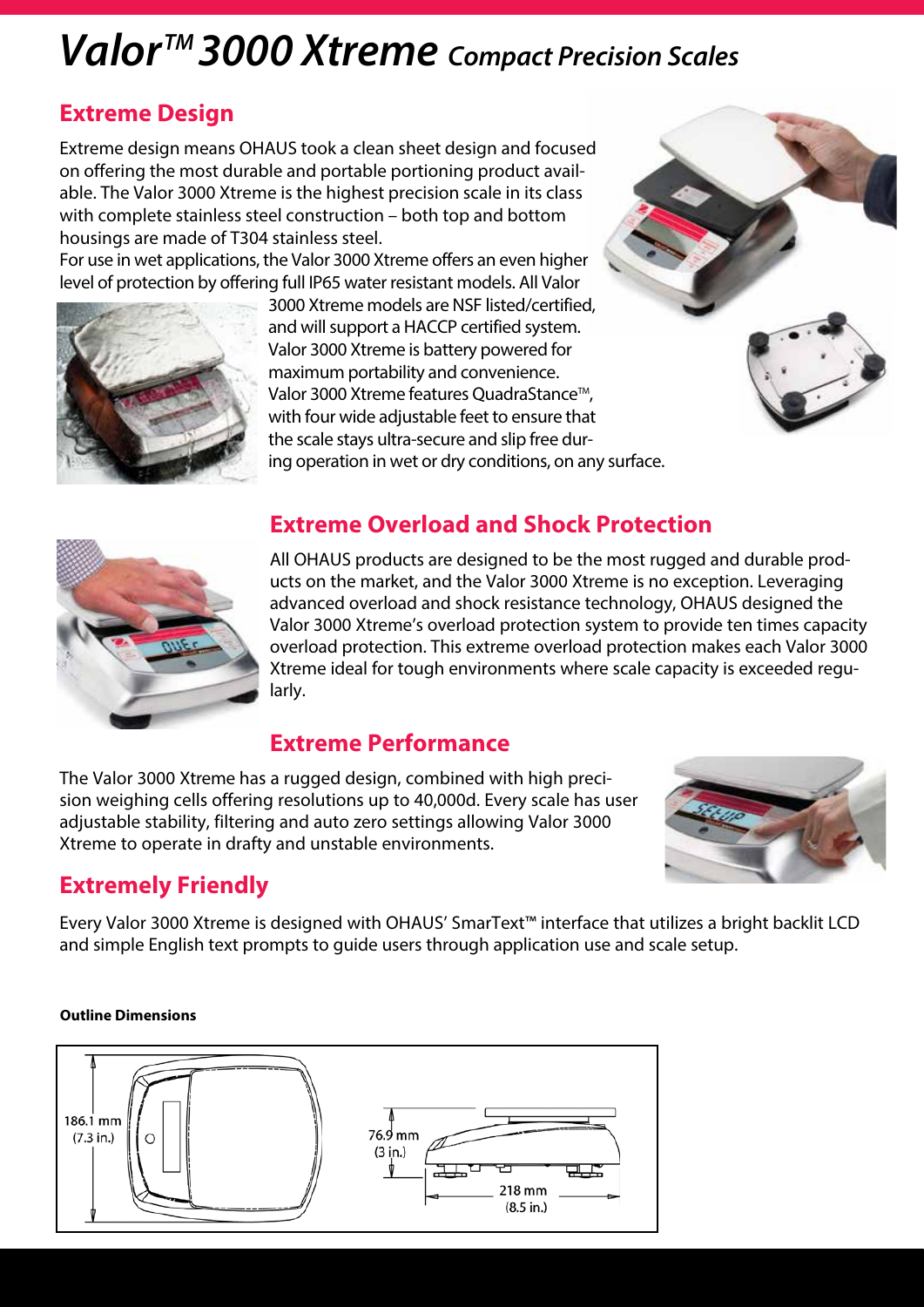# Valor™ 3000 Xtreme *Compact Precision Scales*

## Extreme Design

Extreme design means OHAUS took a clean sheet design and focused on offering the most durable and portable portioning product available. The Valor 3000 Xtreme is the highest precision scale in its class with complete stainless steel construction – both top and bottom housings are made of T304 stainless steel.

For use in wet applications, the Valor 3000 Xtreme offers an even higher level of protection by offering full IP65 water resistant models. All Valor 3000 Xtreme models are NSF listed/certified, and will support a HACCP certified system. Valor 3000 Xtreme is battery powered for maximum portability and convenience. Valor 3000 Xtreme features QuadraStance™, with four wide adjustable feet to ensure that the scale stays ultra-secure and slip free during operation in wet or dry conditions, on any surface.

## Extreme Overload and Shock Protection

All OHAUS products are designed to be the most rugged and durable products on the market, and the Valor 3000 Xtreme is no exception. Leveraging advanced overload and shock resistance technology, OHAUS designed the Valor 3000 Xtreme's overload protection system to provide ten times capacity overload protection. This extreme overload protection makes each Valor 3000 Xtreme ideal for tough environments where scale capacity is exceeded regularly.

## Extreme Performance

The Valor 3000 Xtreme has a rugged design, combined with high precision weighing cells offering resolutions up to 40,000d. Every scale has user adjustable stability, filtering and auto zero settings allowing Valor 3000 Xtreme to operate in drafty and unstable environments.

## Extremely Friendly

Every Valor 3000 Xtreme is designed with OHAUS' SmarText™ interface that utilizes a bright backlit LCD and simple English text prompts to guide users through application use and scale setup.

**Outline Dimensions**

186.1 mm (7.3 in.)

76.9 mm (3 in.)

218 mm (8.5 in.)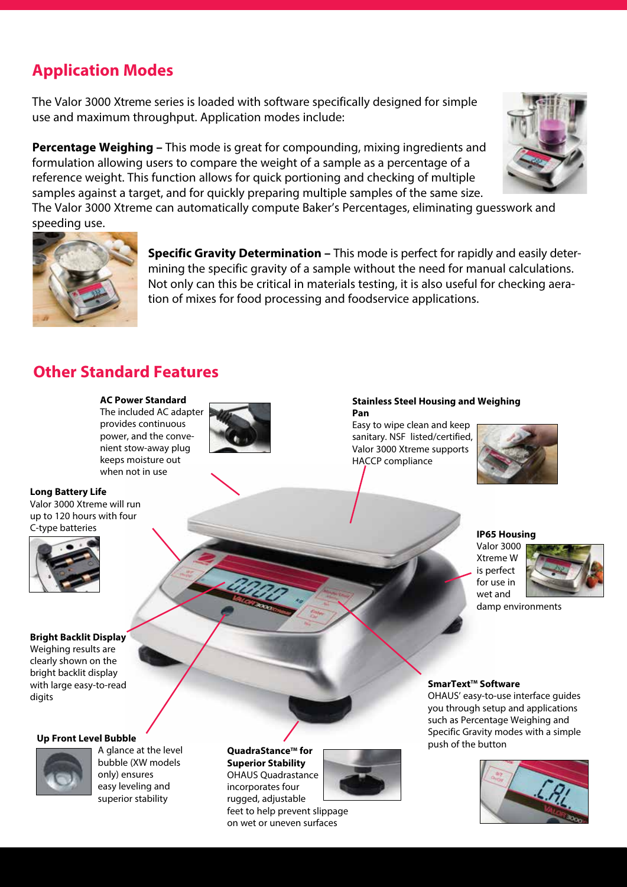## Application Modes

The Valor 3000 Xtreme series is loaded with software specifically designed for simple use and maximum throughput. Application modes include:

**Percentage Weighing –** This mode is great for compounding, mixing ingredients and formulation allowing users to compare the weight of a sample as a percentage of a reference weight. This function allows for quick portioning and checking of multiple samples against a target, and for quickly preparing multiple samples of the same size. The Valor 3000 Xtreme can automatically compute Baker's Percentages, eliminating guesswork and speeding use.

**Specific Gravity Determination –** This mode is perfect for rapidly and easily determining the specific gravity of a sample without the need for manual calculations. Not only can this be critical in materials testing, it is also useful for checking aeration of mixes for food processing and foodservice applications.

## Other Standard Features

**AC Power Standard**
The included AC adapter provides continuous power, and the convenient stow-away plug keeps moisture out when not in use

**Stainless Steel Housing and Weighing Pan**
Easy to wipe clean and keep sanitary. NSF listed/certified, Valor 3000 Xtreme supports HACCP compliance

**Long Battery Life**
Valor 3000 Xtreme will run up to 120 hours with four C-type batteries

**IP65 Housing**
Valor 3000 Xtreme W is perfect for use in wet and damp environments

**Bright Backlit Display**
Weighing results are clearly shown on the bright backlit display with large easy-to-read digits

**SmarText™ Software**
OHAUS' easy-to-use interface guides you through setup and applications such as Percentage Weighing and Specific Gravity modes with a simple push of the button

**Up Front Level Bubble**
A glance at the level bubble (XW models only) ensures easy leveling and superior stability

**QuadraStance™ for Superior Stability**
OHAUS Quadrastance incorporates four rugged, adjustable feet to help prevent slippage on wet or uneven surfaces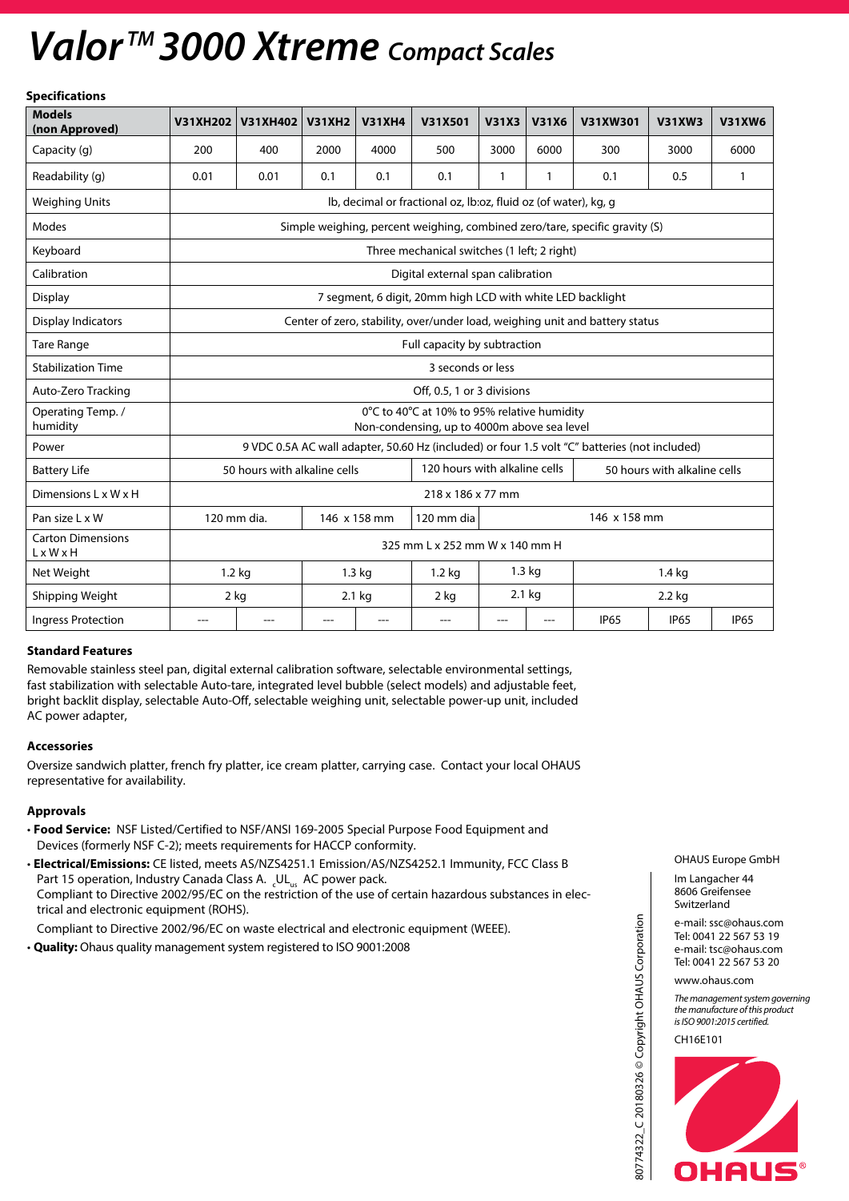# Valor™ 3000 Xtreme *Compact Scales*

**Specifications**

| Models (non Approved) | V31XH202 | V31XH402 | V31XH2 | V31XH4 | V31X501 | V31X3 | V31X6 | V31XW301 | V31XW3 | V31XW6 |
|---|---|---|---|---|---|---|---|---|---|---|
| Capacity (g) | 200 | 400 | 2000 | 4000 | 500 | 3000 | 6000 | 300 | 3000 | 6000 |
| Readability (g) | 0.01 | 0.01 | 0.1 | 0.1 | 0.1 | 1 | 1 | 0.1 | 0.5 | 1 |
| Weighing Units | lb, decimal or fractional oz, lb:oz, fluid oz (of water), kg, g | | | | | | | | | |
| Modes | Simple weighing, percent weighing, combined zero/tare, specific gravity (S) | | | | | | | | | |
| Keyboard | Three mechanical switches (1 left; 2 right) | | | | | | | | | |
| Calibration | Digital external span calibration | | | | | | | | | |
| Display | 7 segment, 6 digit, 20mm high LCD with white LED backlight | | | | | | | | | |
| Display Indicators | Center of zero, stability, over/under load, weighing unit and battery status | | | | | | | | | |
| Tare Range | Full capacity by subtraction | | | | | | | | | |
| Stabilization Time | 3 seconds or less | | | | | | | | | |
| Auto-Zero Tracking | Off, 0.5, 1 or 3 divisions | | | | | | | | | |
| Operating Temp. / humidity | 0°C to 40°C at 10% to 95% relative humidity Non-condensing, up to 4000m above sea level | | | | | | | | | |
| Power | 9 VDC 0.5A AC wall adapter, 50.60 Hz (included) or four 1.5 volt "C" batteries (not included) | | | | | | | | | |
| Battery Life | 50 hours with alkaline cells | | | | 120 hours with alkaline cells | | | 50 hours with alkaline cells | | |
| Dimensions L x W x H | 218 x 186 x 77 mm | | | | | | | | | |
| Pan size L x W | 120 mm dia. | | 146 x 158 mm | | 120 mm dia | 146 x 158 mm | | | | |
| Carton Dimensions L x W x H | 325 mm L x 252 mm W x 140 mm H | | | | | | | | | |
| Net Weight | 1.2 kg | | 1.3 kg | | 1.2 kg | 1.3 kg | | 1.4 kg | | |
| Shipping Weight | 2 kg | | 2.1 kg | | 2 kg | 2.1 kg | | 2.2 kg | | |
| Ingress Protection | --- | --- | --- | --- | --- | --- | --- | IP65 | IP65 | IP65 |

**Standard Features**

Removable stainless steel pan, digital external calibration software, selectable environmental settings, fast stabilization with selectable Auto-tare, integrated level bubble (select models) and adjustable feet, bright backlit display, selectable Auto-Off, selectable weighing unit, selectable power-up unit, included AC power adapter,

**Accessories**

Oversize sandwich platter, french fry platter, ice cream platter, carrying case. Contact your local OHAUS representative for availability.

**Approvals**

- **Food Service:** NSF Listed/Certified to NSF/ANSI 169-2005 Special Purpose Food Equipment and Devices (formerly NSF C-2); meets requirements for HACCP conformity.
- **Electrical/Emissions:** CE listed, meets AS/NZS4251.1 Emission/AS/NZS4252.1 Immunity, FCC Class B Part 15 operation, Industry Canada Class A. cULus AC power pack.
  Compliant to Directive 2002/95/EC on the restriction of the use of certain hazardous substances in electrical and electronic equipment (ROHS).
  Compliant to Directive 2002/96/EC on waste electrical and electronic equipment (WEEE).
- **Quality:** Ohaus quality management system registered to ISO 9001:2008

OHAUS Europe GmbH

Im Langacher 44
8606 Greifensee
Switzerland

e-mail: ssc@ohaus.com
Tel: 0041 22 567 53 19
e-mail: tsc@ohaus.com
Tel: 0041 22 567 53 20

www.ohaus.com

*The management system governing the manufacture of this product is ISO 9001:2015 certified.*

CH16E101

80774322_C 20180326 © Copyright OHAUS Corporation

OHAUS®